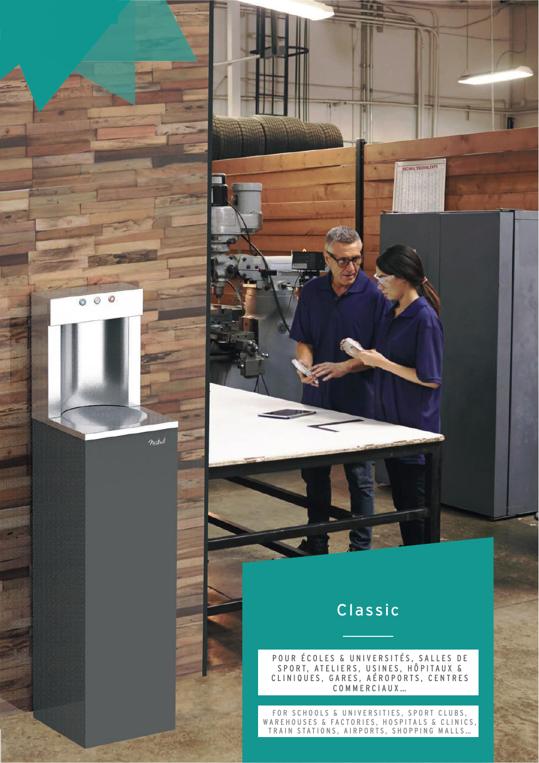# Classic

POUR ÉCOLES & UNIVERSITÉS, SALLES DE SPORT, ATELIERS, USINES, HÔPITAUX & CLINIQUES, GARES, AÉROPORTS, CENTRES COMMERCIAUX…

FOR SCHOOLS & UNIVERSITIES, SPORT CLUBS, WAREHOUSES & FACTORIES, HOSPITALS & CLINICS, TRAIN STATIONS, AIRPORTS, SHOPPING MALLS…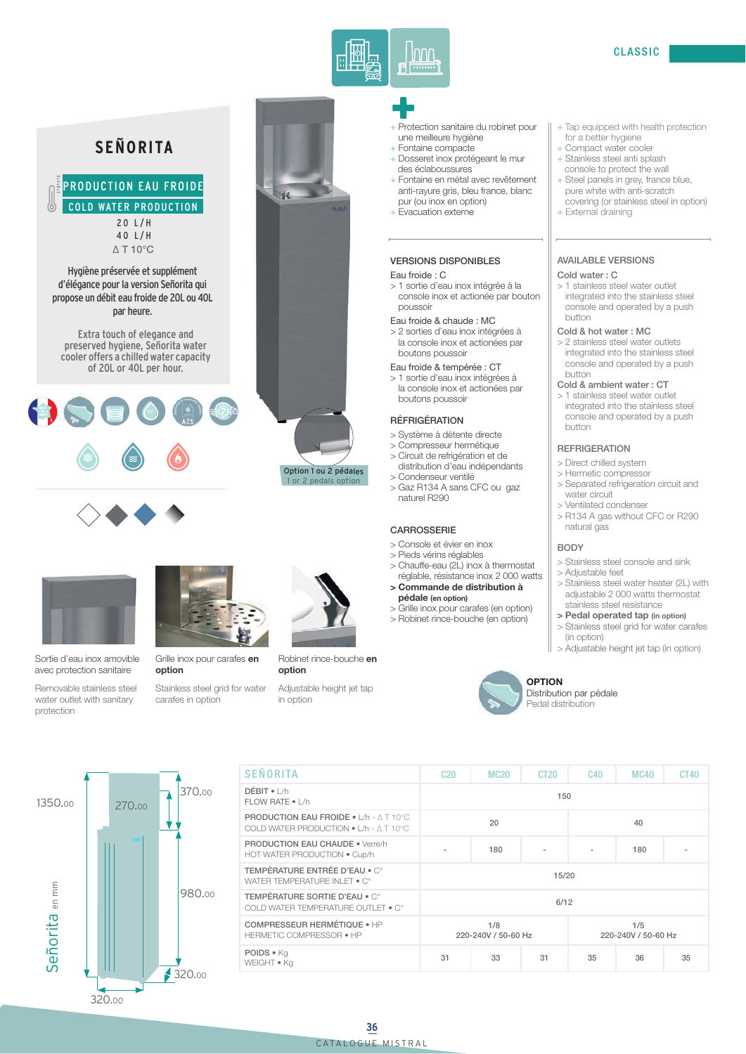CLASSIC

# SEÑORITA

PRODUCTION EAU FROIDE

COLD WATER PRODUCTION

20 L/H
40 L/H
Δ T 10°C

Hygiène préservée et supplément d'élégance pour la version Señorita qui propose un débit eau froide de 20L ou 40L par heure.

Extra touch of elegance and preserved hygiene, Señorita water cooler offers a chilled water capacity of 20L or 40L per hour.

Option 1 ou 2 pédales
1 or 2 pedals option

- + Protection sanitaire du robinet pour une meilleure hygiène
- + Fontaine compacte
- + Dosseret inox protégeant le mur des éclaboussures
- + Fontaine en métal avec revêtement anti-rayure gris, bleu france, blanc pur (ou inox en option)
- + Evacuation externe

- + Tap equipped with health protection for a better hygiene
- + Compact water cooler
- + Stainless steel anti splash console to protect the wall
- + Steel panels in grey, france blue, pure white with anti-scratch covering (or stainless steel in option)
- + External draining

## VERSIONS DISPONIBLES

Eau froide : C
> 1 sortie d'eau inox intégrée à la console inox et actionée par bouton poussoir

Eau froide & chaude : MC
> 2 sorties d'eau inox intégrées à la console inox et actionées par boutons poussoir

Eau froide & tempérée : CT
> 1 sortie d'eau inox intégrées à la console inox et actionées par boutons poussoir

## RÉFRIGÉRATION

> Système à détente directe
> Compresseur hermétique
> Circuit de refrigération et de distribution d'eau indépendants
> Condenseur ventilé
> Gaz R134 A sans CFC ou gaz naturel R290

## CARROSSERIE

> Console et évier en inox
> Pieds vérins réglables
> Chauffe-eau (2L) inox à thermostat réglable, résistance inox 2 000 watts
> **Commande de distribution à pédale** (en option)
> Grille inox pour carafes (en option)
> Robinet rince-bouche (en option)

## AVAILABLE VERSIONS

Cold water : C
> 1 stainless steel water outlet integrated into the stainless steel console and operated by a push button

Cold & hot water : MC
> 2 stainless steel water outlets integrated into the stainless steel console and operated by a push button

Cold & ambient water : CT
> 1 stainless steel water outlet integrated into the stainless steel console and operated by a push button

## REFRIGERATION

> Direct chilled system
> Hermetic compressor
> Separated refrigeration circuit and water circuit
> Ventilated condenser
> R134 A gas without CFC or R290 natural gas

## BODY

> Stainless steel console and sink
> Adjustable feet
> Stainless steel water heater (2L) with adjustable 2 000 watts thermostat stainless steel resistance
> **Pedal operated tap** (in option)
> Stainless steel grid for water carafes (in option)
> Adjustable height jet tap (in option)

Sortie d'eau inox amovible avec protection sanitaire

Removable stainless steel water outlet with sanitary protection

Grille inox pour carafes **en option**

Stainless steel grid for water carafes in option

Robinet rince-bouche **en option**

Adjustable height jet tap in option

**OPTION**
Distribution par pédale
Pedal distribution

Señorita en mm

1350.00
270.00
370.00
980.00
320.00
320.00

| SEÑORITA | C20 | MC20 | CT20 | C40 | MC40 | CT40 |
|---|---|---|---|---|---|---|
| DÉBIT • L/h<br>FLOW RATE • L/h | 150 | | | | | |
| PRODUCTION EAU FROIDE • L/h - Δ T 10°C<br>COLD WATER PRODUCTION • L/h - Δ T 10°C | 20 | | | 40 | | |
| PRODUCTION EAU CHAUDE • Verre/h<br>HOT WATER PRODUCTION • Cup/h | - | 180 | - | - | 180 | - |
| TEMPÉRATURE ENTRÉE D'EAU • C°<br>WATER TEMPERATURE INLET • C° | 15/20 | | | | | |
| TEMPÉRATURE SORTIE D'EAU • C°<br>COLD WATER TEMPERATURE OUTLET • C° | 6/12 | | | | | |
| COMPRESSEUR HERMÉTIQUE • HP<br>HERMETIC COMPRESSOR • HP | 1/8<br>220-240V / 50-60 Hz | | | 1/5<br>220-240V / 50-60 Hz | | |
| POIDS • Kg<br>WEIGHT • Kg | 31 | 33 | 31 | 35 | 36 | 35 |